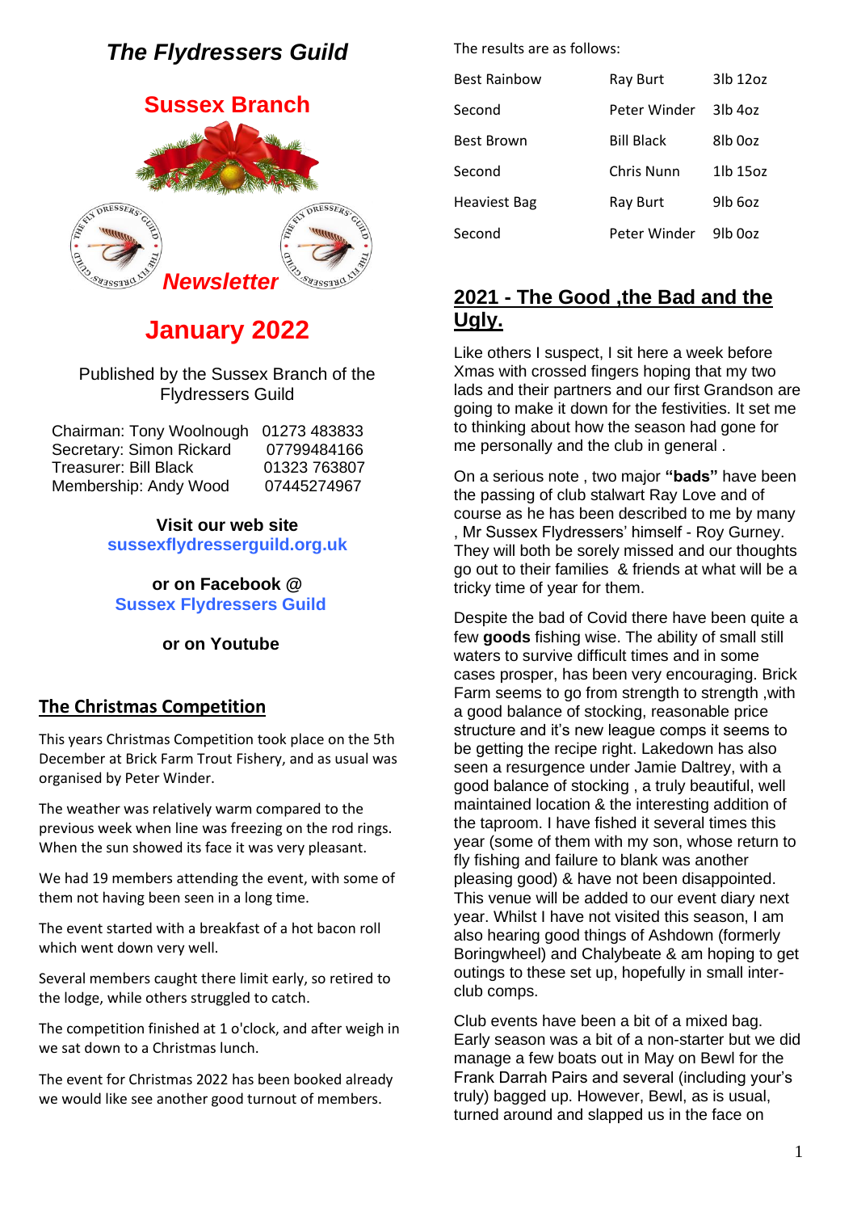# The Flydressers Guild

## Sussex Branch

***Newsletter***

## January 2022

Published by the Sussex Branch of the Flydressers Guild

Chairman: Tony Woolnough 01273 483833
Secretary: Simon Rickard 07799484166
Treasurer: Bill Black 01323 763807
Membership: Andy Wood 07445274967

**Visit our web site**
**sussexflydresserguild.org.uk**

**or on Facebook @**
**Sussex Flydressers Guild**

**or on Youtube**

## The Christmas Competition

This years Christmas Competition took place on the 5th December at Brick Farm Trout Fishery, and as usual was organised by Peter Winder.

The weather was relatively warm compared to the previous week when line was freezing on the rod rings. When the sun showed its face it was very pleasant.

We had 19 members attending the event, with some of them not having been seen in a long time.

The event started with a breakfast of a hot bacon roll which went down very well.

Several members caught there limit early, so retired to the lodge, while others struggled to catch.

The competition finished at 1 o'clock, and after weigh in we sat down to a Christmas lunch.

The event for Christmas 2022 has been booked already we would like see another good turnout of members.

The results are as follows:

| | | |
|---|---|---|
| Best Rainbow | Ray Burt | 3lb 12oz |
| Second | Peter Winder | 3lb 4oz |
| Best Brown | Bill Black | 8lb 0oz |
| Second | Chris Nunn | 1lb 15oz |
| Heaviest Bag | Ray Burt | 9lb 6oz |
| Second | Peter Winder | 9lb 0oz |

## 2021 - The Good ,the Bad and the Ugly.

Like others I suspect, I sit here a week before Xmas with crossed fingers hoping that my two lads and their partners and our first Grandson are going to make it down for the festivities. It set me to thinking about how the season had gone for me personally and the club in general .

On a serious note , two major **"bads"** have been the passing of club stalwart Ray Love and of course as he has been described to me by many , Mr Sussex Flydressers' himself - Roy Gurney. They will both be sorely missed and our thoughts go out to their families & friends at what will be a tricky time of year for them.

Despite the bad of Covid there have been quite a few **goods** fishing wise. The ability of small still waters to survive difficult times and in some cases prosper, has been very encouraging. Brick Farm seems to go from strength to strength ,with a good balance of stocking, reasonable price structure and it's new league comps it seems to be getting the recipe right. Lakedown has also seen a resurgence under Jamie Daltrey, with a good balance of stocking , a truly beautiful, well maintained location & the interesting addition of the taproom. I have fished it several times this year (some of them with my son, whose return to fly fishing and failure to blank was another pleasing good) & have not been disappointed. This venue will be added to our event diary next year. Whilst I have not visited this season, I am also hearing good things of Ashdown (formerly Boringwheel) and Chalybeate & am hoping to get outings to these set up, hopefully in small inter-club comps.

Club events have been a bit of a mixed bag. Early season was a bit of a non-starter but we did manage a few boats out in May on Bewl for the Frank Darrah Pairs and several (including your's truly) bagged up. However, Bewl, as is usual, turned around and slapped us in the face on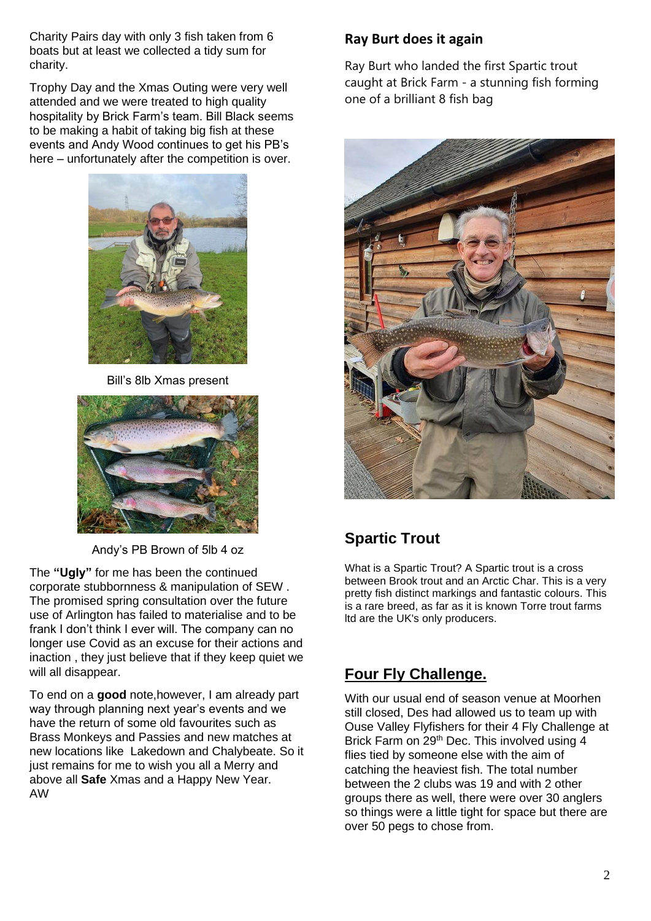Charity Pairs day with only 3 fish taken from 6 boats but at least we collected a tidy sum for charity.

Trophy Day and the Xmas Outing were very well attended and we were treated to high quality hospitality by Brick Farm's team. Bill Black seems to be making a habit of taking big fish at these events and Andy Wood continues to get his PB's here – unfortunately after the competition is over.

Bill's 8lb Xmas present

Andy's PB Brown of 5lb 4 oz

The **"Ugly"** for me has been the continued corporate stubbornness & manipulation of SEW . The promised spring consultation over the future use of Arlington has failed to materialise and to be frank I don't think I ever will. The company can no longer use Covid as an excuse for their actions and inaction , they just believe that if they keep quiet we will all disappear.

To end on a **good** note,however, I am already part way through planning next year's events and we have the return of some old favourites such as Brass Monkeys and Passies and new matches at new locations like Lakedown and Chalybeate. So it just remains for me to wish you all a Merry and above all **Safe** Xmas and a Happy New Year.
AW

### Ray Burt does it again

Ray Burt who landed the first Spartic trout caught at Brick Farm - a stunning fish forming one of a brilliant 8 fish bag

## Spartic Trout

What is a Spartic Trout? A Spartic trout is a cross between Brook trout and an Arctic Char. This is a very pretty fish distinct markings and fantastic colours. This is a rare breed, as far as it is known Torre trout farms ltd are the UK's only producers.

## Four Fly Challenge.

With our usual end of season venue at Moorhen still closed, Des had allowed us to team up with Ouse Valley Flyfishers for their 4 Fly Challenge at Brick Farm on 29th Dec. This involved using 4 flies tied by someone else with the aim of catching the heaviest fish. The total number between the 2 clubs was 19 and with 2 other groups there as well, there were over 30 anglers so things were a little tight for space but there are over 50 pegs to chose from.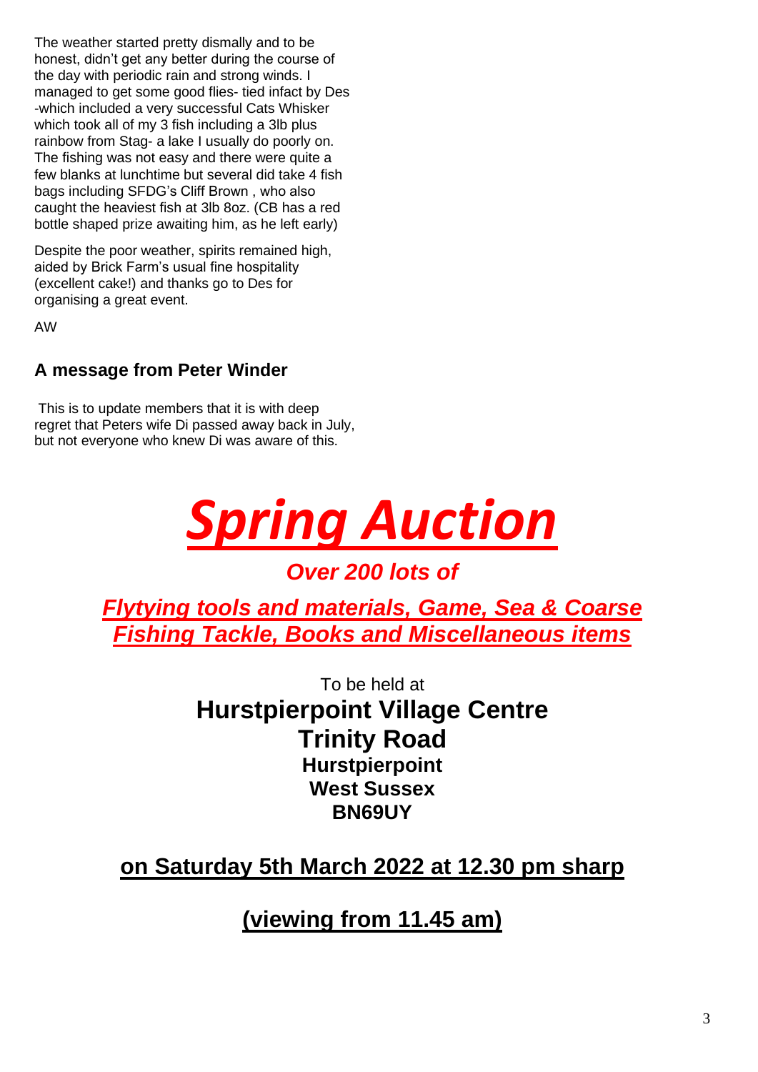The weather started pretty dismally and to be honest, didn't get any better during the course of the day with periodic rain and strong winds. I managed to get some good flies- tied infact by Des -which included a very successful Cats Whisker which took all of my 3 fish including a 3lb plus rainbow from Stag- a lake I usually do poorly on. The fishing was not easy and there were quite a few blanks at lunchtime but several did take 4 fish bags including SFDG's Cliff Brown , who also caught the heaviest fish at 3lb 8oz. (CB has a red bottle shaped prize awaiting him, as he left early)

Despite the poor weather, spirits remained high, aided by Brick Farm's usual fine hospitality (excellent cake!) and thanks go to Des for organising a great event.

AW

## A message from Peter Winder

This is to update members that it is with deep regret that Peters wife Di passed away back in July, but not everyone who knew Di was aware of this.

# ***Spring Auction***

***Over 200 lots of***

***Flytying tools and materials, Game, Sea & Coarse Fishing Tackle, Books and Miscellaneous items***

To be held at

**Hurstpierpoint Village Centre**
**Trinity Road**
**Hurstpierpoint**
**West Sussex**
**BN69UY**

**on Saturday 5th March 2022 at 12.30 pm sharp**

**(viewing from 11.45 am)**